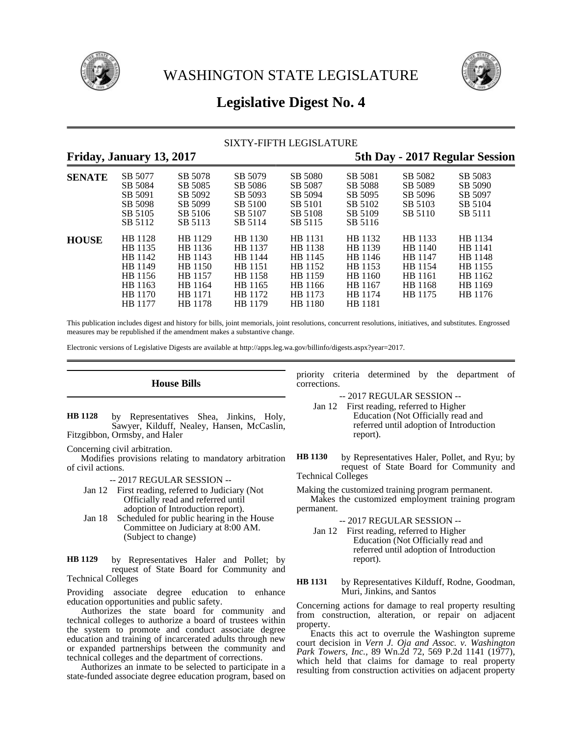# WASHINGTON STATE LEGISLATURE

# Legislative Digest No. 4

SIXTY-FIFTH LEGISLATURE

**Friday, January 13, 2017** **5th Day - 2017 Regular Session**

| | | | | | | | |
|---|---|---|---|---|---|---|---|
| **SENATE** | SB 5077 | SB 5078 | SB 5079 | SB 5080 | SB 5081 | SB 5082 | SB 5083 |
| | SB 5084 | SB 5085 | SB 5086 | SB 5087 | SB 5088 | SB 5089 | SB 5090 |
| | SB 5091 | SB 5092 | SB 5093 | SB 5094 | SB 5095 | SB 5096 | SB 5097 |
| | SB 5098 | SB 5099 | SB 5100 | SB 5101 | SB 5102 | SB 5103 | SB 5104 |
| | SB 5105 | SB 5106 | SB 5107 | SB 5108 | SB 5109 | SB 5110 | SB 5111 |
| | SB 5112 | SB 5113 | SB 5114 | SB 5115 | SB 5116 | | |
| **HOUSE** | HB 1128 | HB 1129 | HB 1130 | HB 1131 | HB 1132 | HB 1133 | HB 1134 |
| | HB 1135 | HB 1136 | HB 1137 | HB 1138 | HB 1139 | HB 1140 | HB 1141 |
| | HB 1142 | HB 1143 | HB 1144 | HB 1145 | HB 1146 | HB 1147 | HB 1148 |
| | HB 1149 | HB 1150 | HB 1151 | HB 1152 | HB 1153 | HB 1154 | HB 1155 |
| | HB 1156 | HB 1157 | HB 1158 | HB 1159 | HB 1160 | HB 1161 | HB 1162 |
| | HB 1163 | HB 1164 | HB 1165 | HB 1166 | HB 1167 | HB 1168 | HB 1169 |
| | HB 1170 | HB 1171 | HB 1172 | HB 1173 | HB 1174 | HB 1175 | HB 1176 |
| | HB 1177 | HB 1178 | HB 1179 | HB 1180 | HB 1181 | | |

This publication includes digest and history for bills, joint memorials, joint resolutions, concurrent resolutions, initiatives, and substitutes. Engrossed measures may be republished if the amendment makes a substantive change.

Electronic versions of Legislative Digests are available at http://apps.leg.wa.gov/billinfo/digests.aspx?year=2017.

## House Bills

**HB 1128** by Representatives Shea, Jinkins, Holy, Sawyer, Kilduff, Nealey, Hansen, McCaslin, Fitzgibbon, Ormsby, and Haler

Concerning civil arbitration.

Modifies provisions relating to mandatory arbitration of civil actions.

-- 2017 REGULAR SESSION --

Jan 12 First reading, referred to Judiciary (Not Officially read and referred until adoption of Introduction report).

Jan 18 Scheduled for public hearing in the House Committee on Judiciary at 8:00 AM. (Subject to change)

**HB 1129** by Representatives Haler and Pollet; by request of State Board for Community and Technical Colleges

Providing associate degree education to enhance education opportunities and public safety.

Authorizes the state board for community and technical colleges to authorize a board of trustees within the system to promote and conduct associate degree education and training of incarcerated adults through new or expanded partnerships between the community and technical colleges and the department of corrections.

Authorizes an inmate to be selected to participate in a state-funded associate degree education program, based on priority criteria determined by the department of corrections.

-- 2017 REGULAR SESSION --

Jan 12 First reading, referred to Higher Education (Not Officially read and referred until adoption of Introduction report).

**HB 1130** by Representatives Haler, Pollet, and Ryu; by request of State Board for Community and Technical Colleges

Making the customized training program permanent.

Makes the customized employment training program permanent.

-- 2017 REGULAR SESSION --

Jan 12 First reading, referred to Higher Education (Not Officially read and referred until adoption of Introduction report).

**HB 1131** by Representatives Kilduff, Rodne, Goodman, Muri, Jinkins, and Santos

Concerning actions for damage to real property resulting from construction, alteration, or repair on adjacent property.

Enacts this act to overrule the Washington supreme court decision in *Vern J. Oja and Assoc. v. Washington Park Towers, Inc.,* 89 Wn.2d 72, 569 P.2d 1141 (1977), which held that claims for damage to real property resulting from construction activities on adjacent property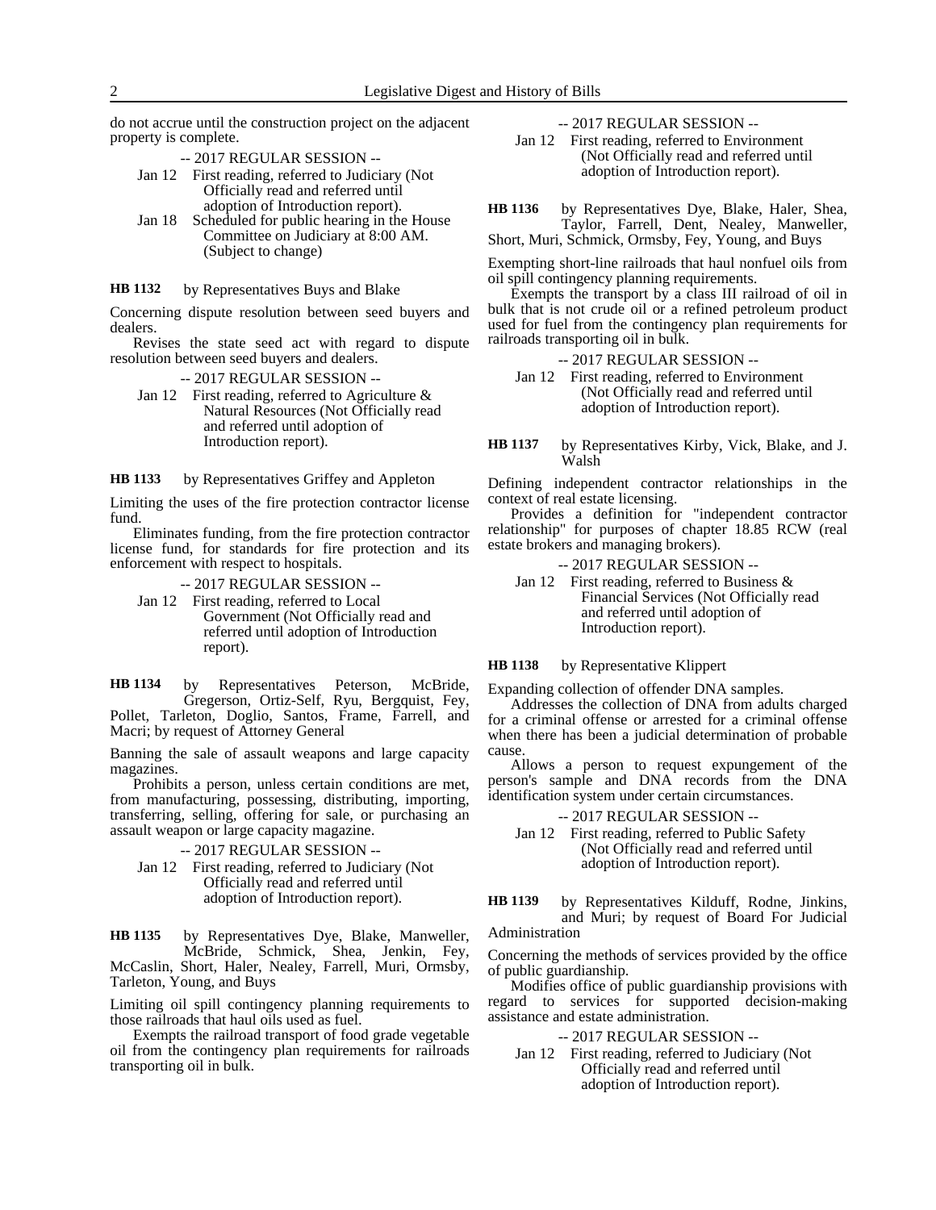do not accrue until the construction project on the adjacent property is complete.

-- 2017 REGULAR SESSION --

Jan 12 First reading, referred to Judiciary (Not Officially read and referred until adoption of Introduction report).

Jan 18 Scheduled for public hearing in the House Committee on Judiciary at 8:00 AM. (Subject to change)

**HB 1132** by Representatives Buys and Blake

Concerning dispute resolution between seed buyers and dealers.

Revises the state seed act with regard to dispute resolution between seed buyers and dealers.

-- 2017 REGULAR SESSION --

Jan 12 First reading, referred to Agriculture & Natural Resources (Not Officially read and referred until adoption of Introduction report).

**HB 1133** by Representatives Griffey and Appleton

Limiting the uses of the fire protection contractor license fund.

Eliminates funding, from the fire protection contractor license fund, for standards for fire protection and its enforcement with respect to hospitals.

-- 2017 REGULAR SESSION --

Jan 12 First reading, referred to Local Government (Not Officially read and referred until adoption of Introduction report).

**HB 1134** by Representatives Peterson, McBride, Gregerson, Ortiz-Self, Ryu, Bergquist, Fey, Pollet, Tarleton, Doglio, Santos, Frame, Farrell, and Macri; by request of Attorney General

Banning the sale of assault weapons and large capacity magazines.

Prohibits a person, unless certain conditions are met, from manufacturing, possessing, distributing, importing, transferring, selling, offering for sale, or purchasing an assault weapon or large capacity magazine.

-- 2017 REGULAR SESSION --

Jan 12 First reading, referred to Judiciary (Not Officially read and referred until adoption of Introduction report).

**HB 1135** by Representatives Dye, Blake, Manweller, McBride, Schmick, Shea, Jenkin, Fey, McCaslin, Short, Haler, Nealey, Farrell, Muri, Ormsby, Tarleton, Young, and Buys

Limiting oil spill contingency planning requirements to those railroads that haul oils used as fuel.

Exempts the railroad transport of food grade vegetable oil from the contingency plan requirements for railroads transporting oil in bulk.

-- 2017 REGULAR SESSION --

Jan 12 First reading, referred to Environment (Not Officially read and referred until adoption of Introduction report).

**HB 1136** by Representatives Dye, Blake, Haler, Shea, Taylor, Farrell, Dent, Nealey, Manweller, Short, Muri, Schmick, Ormsby, Fey, Young, and Buys

Exempting short-line railroads that haul nonfuel oils from oil spill contingency planning requirements.

Exempts the transport by a class III railroad of oil in bulk that is not crude oil or a refined petroleum product used for fuel from the contingency plan requirements for railroads transporting oil in bulk.

-- 2017 REGULAR SESSION --

Jan 12 First reading, referred to Environment (Not Officially read and referred until adoption of Introduction report).

**HB 1137** by Representatives Kirby, Vick, Blake, and J. Walsh

Defining independent contractor relationships in the context of real estate licensing.

Provides a definition for "independent contractor relationship" for purposes of chapter 18.85 RCW (real estate brokers and managing brokers).

-- 2017 REGULAR SESSION --

Jan 12 First reading, referred to Business & Financial Services (Not Officially read and referred until adoption of Introduction report).

**HB 1138** by Representative Klippert

Expanding collection of offender DNA samples.

Addresses the collection of DNA from adults charged for a criminal offense or arrested for a criminal offense when there has been a judicial determination of probable cause.

Allows a person to request expungement of the person's sample and DNA records from the DNA identification system under certain circumstances.

-- 2017 REGULAR SESSION --

Jan 12 First reading, referred to Public Safety (Not Officially read and referred until adoption of Introduction report).

**HB 1139** by Representatives Kilduff, Rodne, Jinkins, and Muri; by request of Board For Judicial Administration

Concerning the methods of services provided by the office of public guardianship.

Modifies office of public guardianship provisions with regard to services for supported decision-making assistance and estate administration.

-- 2017 REGULAR SESSION --

Jan 12 First reading, referred to Judiciary (Not Officially read and referred until adoption of Introduction report).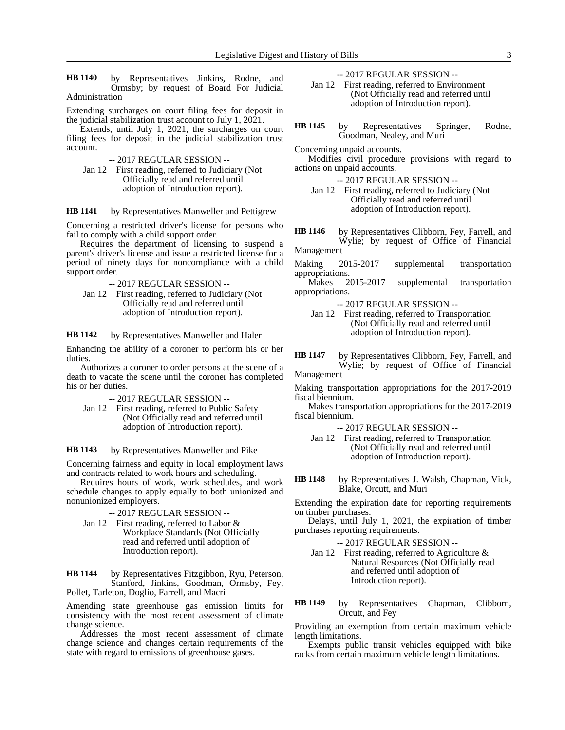**HB 1140** by Representatives Jinkins, Rodne, and Ormsby; by request of Board For Judicial Administration

Extending surcharges on court filing fees for deposit in the judicial stabilization trust account to July 1, 2021.

Extends, until July 1, 2021, the surcharges on court filing fees for deposit in the judicial stabilization trust account.

-- 2017 REGULAR SESSION --

Jan 12 First reading, referred to Judiciary (Not Officially read and referred until adoption of Introduction report).

**HB 1141** by Representatives Manweller and Pettigrew

Concerning a restricted driver's license for persons who fail to comply with a child support order.

Requires the department of licensing to suspend a parent's driver's license and issue a restricted license for a period of ninety days for noncompliance with a child support order.

-- 2017 REGULAR SESSION --

Jan 12 First reading, referred to Judiciary (Not Officially read and referred until adoption of Introduction report).

**HB 1142** by Representatives Manweller and Haler

Enhancing the ability of a coroner to perform his or her duties.

Authorizes a coroner to order persons at the scene of a death to vacate the scene until the coroner has completed his or her duties.

-- 2017 REGULAR SESSION --

Jan 12 First reading, referred to Public Safety (Not Officially read and referred until adoption of Introduction report).

**HB 1143** by Representatives Manweller and Pike

Concerning fairness and equity in local employment laws and contracts related to work hours and scheduling.

Requires hours of work, work schedules, and work schedule changes to apply equally to both unionized and nonunionized employers.

-- 2017 REGULAR SESSION --

Jan 12 First reading, referred to Labor & Workplace Standards (Not Officially read and referred until adoption of Introduction report).

**HB 1144** by Representatives Fitzgibbon, Ryu, Peterson, Stanford, Jinkins, Goodman, Ormsby, Fey, Pollet, Tarleton, Doglio, Farrell, and Macri

Amending state greenhouse gas emission limits for consistency with the most recent assessment of climate change science.

Addresses the most recent assessment of climate change science and changes certain requirements of the state with regard to emissions of greenhouse gases.

-- 2017 REGULAR SESSION --

Jan 12 First reading, referred to Environment (Not Officially read and referred until adoption of Introduction report).

**HB 1145** by Representatives Springer, Rodne, Goodman, Nealey, and Muri

Concerning unpaid accounts.

Modifies civil procedure provisions with regard to actions on unpaid accounts.

-- 2017 REGULAR SESSION --

Jan 12 First reading, referred to Judiciary (Not Officially read and referred until adoption of Introduction report).

**HB 1146** by Representatives Clibborn, Fey, Farrell, and Wylie; by request of Office of Financial Management

Making 2015-2017 supplemental transportation appropriations.

Makes 2015-2017 supplemental transportation appropriations.

-- 2017 REGULAR SESSION --

Jan 12 First reading, referred to Transportation (Not Officially read and referred until adoption of Introduction report).

**HB 1147** by Representatives Clibborn, Fey, Farrell, and Wylie; by request of Office of Financial Management

Making transportation appropriations for the 2017-2019 fiscal biennium.

Makes transportation appropriations for the 2017-2019 fiscal biennium.

-- 2017 REGULAR SESSION --

Jan 12 First reading, referred to Transportation (Not Officially read and referred until adoption of Introduction report).

**HB 1148** by Representatives J. Walsh, Chapman, Vick, Blake, Orcutt, and Muri

Extending the expiration date for reporting requirements on timber purchases.

Delays, until July 1, 2021, the expiration of timber purchases reporting requirements.

-- 2017 REGULAR SESSION --

Jan 12 First reading, referred to Agriculture & Natural Resources (Not Officially read and referred until adoption of Introduction report).

**HB 1149** by Representatives Chapman, Clibborn, Orcutt, and Fey

Providing an exemption from certain maximum vehicle length limitations.

Exempts public transit vehicles equipped with bike racks from certain maximum vehicle length limitations.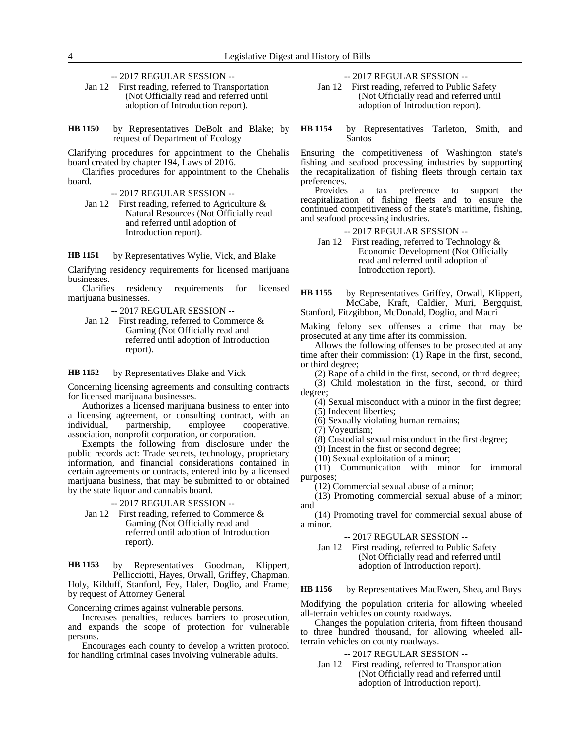-- 2017 REGULAR SESSION --

Jan 12 First reading, referred to Transportation (Not Officially read and referred until adoption of Introduction report).

**HB 1150** by Representatives DeBolt and Blake; by request of Department of Ecology

Clarifying procedures for appointment to the Chehalis board created by chapter 194, Laws of 2016.

Clarifies procedures for appointment to the Chehalis board.

-- 2017 REGULAR SESSION --

Jan 12 First reading, referred to Agriculture & Natural Resources (Not Officially read and referred until adoption of Introduction report).

**HB 1151** by Representatives Wylie, Vick, and Blake

Clarifying residency requirements for licensed marijuana businesses.

Clarifies residency requirements for licensed marijuana businesses.

-- 2017 REGULAR SESSION --

Jan 12 First reading, referred to Commerce & Gaming (Not Officially read and referred until adoption of Introduction report).

**HB 1152** by Representatives Blake and Vick

Concerning licensing agreements and consulting contracts for licensed marijuana businesses.

Authorizes a licensed marijuana business to enter into a licensing agreement, or consulting contract, with an individual, partnership, employee cooperative, association, nonprofit corporation, or corporation.

Exempts the following from disclosure under the public records act: Trade secrets, technology, proprietary information, and financial considerations contained in certain agreements or contracts, entered into by a licensed marijuana business, that may be submitted to or obtained by the state liquor and cannabis board.

-- 2017 REGULAR SESSION --

Jan 12 First reading, referred to Commerce & Gaming (Not Officially read and referred until adoption of Introduction report).

**HB 1153** by Representatives Goodman, Klippert, Pellicciotti, Hayes, Orwall, Griffey, Chapman, Holy, Kilduff, Stanford, Fey, Haler, Doglio, and Frame; by request of Attorney General

Concerning crimes against vulnerable persons.

Increases penalties, reduces barriers to prosecution, and expands the scope of protection for vulnerable persons.

Encourages each county to develop a written protocol for handling criminal cases involving vulnerable adults.

-- 2017 REGULAR SESSION --

Jan 12 First reading, referred to Public Safety (Not Officially read and referred until adoption of Introduction report).

**HB 1154** by Representatives Tarleton, Smith, and Santos

Ensuring the competitiveness of Washington state's fishing and seafood processing industries by supporting the recapitalization of fishing fleets through certain tax preferences.

Provides a tax preference to support the recapitalization of fishing fleets and to ensure the continued competitiveness of the state's maritime, fishing, and seafood processing industries.

-- 2017 REGULAR SESSION --

Jan 12 First reading, referred to Technology & Economic Development (Not Officially read and referred until adoption of Introduction report).

**HB 1155** by Representatives Griffey, Orwall, Klippert, McCabe, Kraft, Caldier, Muri, Bergquist, Stanford, Fitzgibbon, McDonald, Doglio, and Macri

Making felony sex offenses a crime that may be prosecuted at any time after its commission.

Allows the following offenses to be prosecuted at any time after their commission: (1) Rape in the first, second, or third degree;

(2) Rape of a child in the first, second, or third degree;

(3) Child molestation in the first, second, or third degree;

(4) Sexual misconduct with a minor in the first degree;

(5) Indecent liberties;

(6) Sexually violating human remains;

(7) Voyeurism;

(8) Custodial sexual misconduct in the first degree;

(9) Incest in the first or second degree;

(10) Sexual exploitation of a minor;

(11) Communication with minor for immoral purposes;

(12) Commercial sexual abuse of a minor;

(13) Promoting commercial sexual abuse of a minor; and

(14) Promoting travel for commercial sexual abuse of a minor.

-- 2017 REGULAR SESSION --

Jan 12 First reading, referred to Public Safety (Not Officially read and referred until adoption of Introduction report).

**HB 1156** by Representatives MacEwen, Shea, and Buys

Modifying the population criteria for allowing wheeled all-terrain vehicles on county roadways.

Changes the population criteria, from fifteen thousand to three hundred thousand, for allowing wheeled all-terrain vehicles on county roadways.

-- 2017 REGULAR SESSION --

Jan 12 First reading, referred to Transportation (Not Officially read and referred until adoption of Introduction report).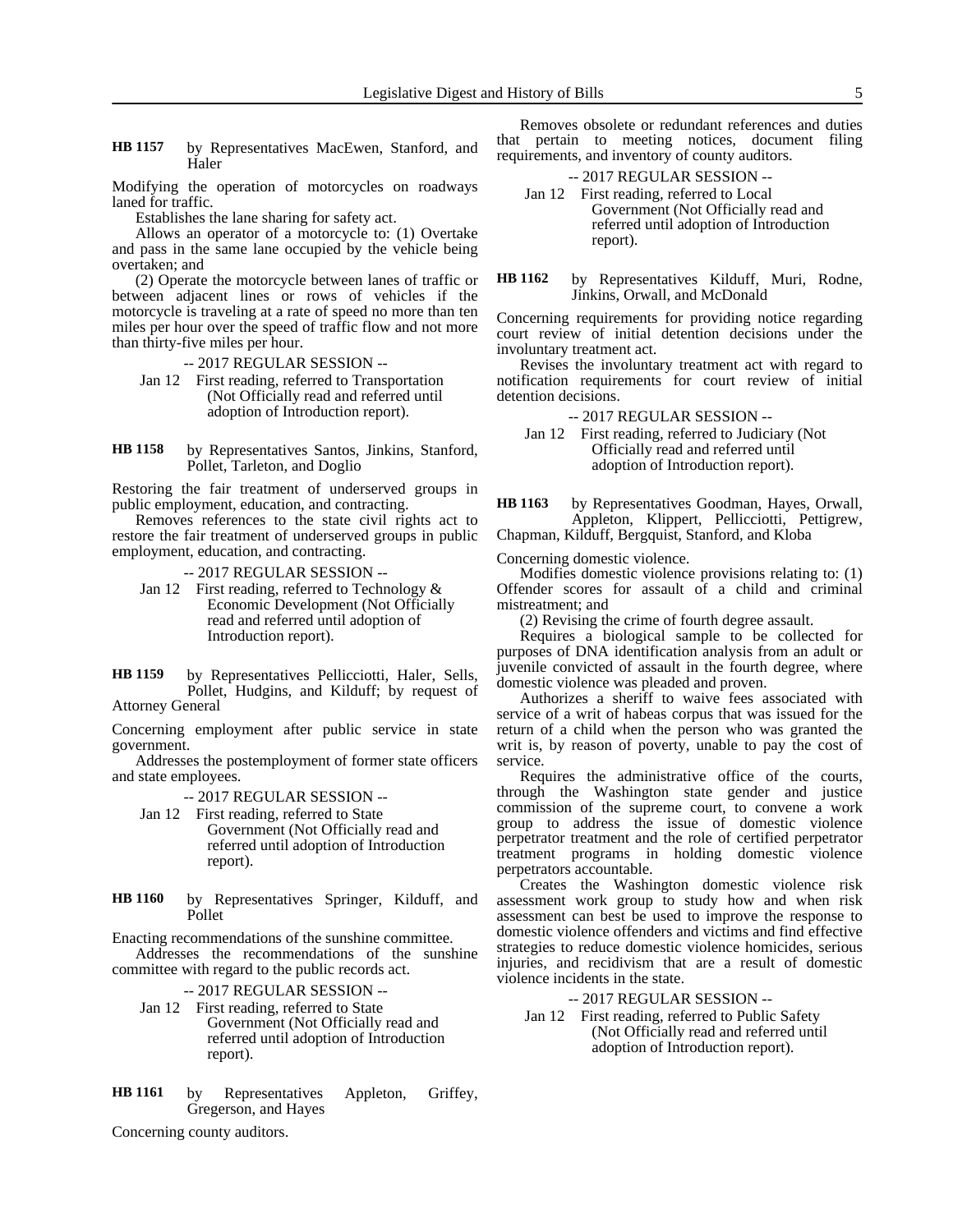**HB 1157** by Representatives MacEwen, Stanford, and Haler

Modifying the operation of motorcycles on roadways laned for traffic.

Establishes the lane sharing for safety act.

Allows an operator of a motorcycle to: (1) Overtake and pass in the same lane occupied by the vehicle being overtaken; and

(2) Operate the motorcycle between lanes of traffic or between adjacent lines or rows of vehicles if the motorcycle is traveling at a rate of speed no more than ten miles per hour over the speed of traffic flow and not more than thirty-five miles per hour.

-- 2017 REGULAR SESSION --

Jan 12 First reading, referred to Transportation (Not Officially read and referred until adoption of Introduction report).

**HB 1158** by Representatives Santos, Jinkins, Stanford, Pollet, Tarleton, and Doglio

Restoring the fair treatment of underserved groups in public employment, education, and contracting.

Removes references to the state civil rights act to restore the fair treatment of underserved groups in public employment, education, and contracting.

-- 2017 REGULAR SESSION --

Jan 12 First reading, referred to Technology & Economic Development (Not Officially read and referred until adoption of Introduction report).

**HB 1159** by Representatives Pellicciotti, Haler, Sells, Pollet, Hudgins, and Kilduff; by request of Attorney General

Concerning employment after public service in state government.

Addresses the postemployment of former state officers and state employees.

-- 2017 REGULAR SESSION --

Jan 12 First reading, referred to State Government (Not Officially read and referred until adoption of Introduction report).

**HB 1160** by Representatives Springer, Kilduff, and Pollet

Enacting recommendations of the sunshine committee.

Addresses the recommendations of the sunshine committee with regard to the public records act.

-- 2017 REGULAR SESSION --

Jan 12 First reading, referred to State Government (Not Officially read and referred until adoption of Introduction report).

**HB 1161** by Representatives Appleton, Griffey, Gregerson, and Hayes

Concerning county auditors.

Removes obsolete or redundant references and duties that pertain to meeting notices, document filing requirements, and inventory of county auditors.

-- 2017 REGULAR SESSION --

Jan 12 First reading, referred to Local Government (Not Officially read and referred until adoption of Introduction report).

**HB 1162** by Representatives Kilduff, Muri, Rodne, Jinkins, Orwall, and McDonald

Concerning requirements for providing notice regarding court review of initial detention decisions under the involuntary treatment act.

Revises the involuntary treatment act with regard to notification requirements for court review of initial detention decisions.

-- 2017 REGULAR SESSION --

Jan 12 First reading, referred to Judiciary (Not Officially read and referred until adoption of Introduction report).

**HB 1163** by Representatives Goodman, Hayes, Orwall, Appleton, Klippert, Pellicciotti, Pettigrew, Chapman, Kilduff, Bergquist, Stanford, and Kloba

Concerning domestic violence.

Modifies domestic violence provisions relating to: (1) Offender scores for assault of a child and criminal mistreatment; and

(2) Revising the crime of fourth degree assault.

Requires a biological sample to be collected for purposes of DNA identification analysis from an adult or juvenile convicted of assault in the fourth degree, where domestic violence was pleaded and proven.

Authorizes a sheriff to waive fees associated with service of a writ of habeas corpus that was issued for the return of a child when the person who was granted the writ is, by reason of poverty, unable to pay the cost of service.

Requires the administrative office of the courts, through the Washington state gender and justice commission of the supreme court, to convene a work group to address the issue of domestic violence perpetrator treatment and the role of certified perpetrator treatment programs in holding domestic violence perpetrators accountable.

Creates the Washington domestic violence risk assessment work group to study how and when risk assessment can best be used to improve the response to domestic violence offenders and victims and find effective strategies to reduce domestic violence homicides, serious injuries, and recidivism that are a result of domestic violence incidents in the state.

-- 2017 REGULAR SESSION --

Jan 12 First reading, referred to Public Safety (Not Officially read and referred until adoption of Introduction report).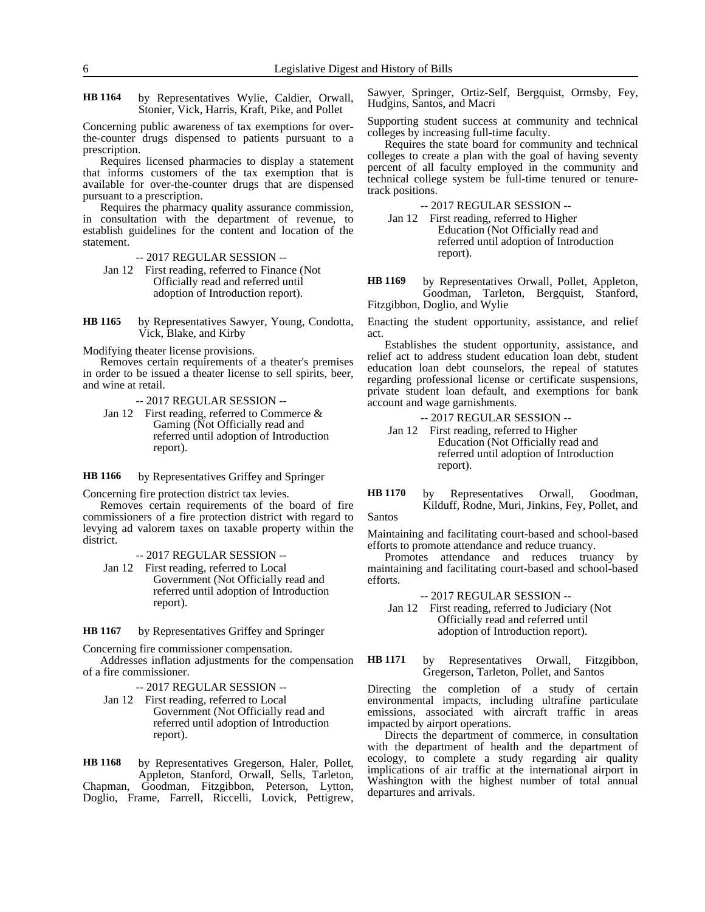**HB 1164** by Representatives Wylie, Caldier, Orwall, Stonier, Vick, Harris, Kraft, Pike, and Pollet

Concerning public awareness of tax exemptions for over-the-counter drugs dispensed to patients pursuant to a prescription.

Requires licensed pharmacies to display a statement that informs customers of the tax exemption that is available for over-the-counter drugs that are dispensed pursuant to a prescription.

Requires the pharmacy quality assurance commission, in consultation with the department of revenue, to establish guidelines for the content and location of the statement.

-- 2017 REGULAR SESSION --

Jan 12 First reading, referred to Finance (Not Officially read and referred until adoption of Introduction report).

**HB 1165** by Representatives Sawyer, Young, Condotta, Vick, Blake, and Kirby

Modifying theater license provisions.

Removes certain requirements of a theater's premises in order to be issued a theater license to sell spirits, beer, and wine at retail.

-- 2017 REGULAR SESSION --

Jan 12 First reading, referred to Commerce & Gaming (Not Officially read and referred until adoption of Introduction report).

**HB 1166** by Representatives Griffey and Springer

Concerning fire protection district tax levies.

Removes certain requirements of the board of fire commissioners of a fire protection district with regard to levying ad valorem taxes on taxable property within the district.

-- 2017 REGULAR SESSION --

Jan 12 First reading, referred to Local Government (Not Officially read and referred until adoption of Introduction report).

**HB 1167** by Representatives Griffey and Springer

Concerning fire commissioner compensation.

Addresses inflation adjustments for the compensation of a fire commissioner.

-- 2017 REGULAR SESSION --

Jan 12 First reading, referred to Local Government (Not Officially read and referred until adoption of Introduction report).

**HB 1168** by Representatives Gregerson, Haler, Pollet, Appleton, Stanford, Orwall, Sells, Tarleton, Chapman, Goodman, Fitzgibbon, Peterson, Lytton, Doglio, Frame, Farrell, Riccelli, Lovick, Pettigrew, Sawyer, Springer, Ortiz-Self, Bergquist, Ormsby, Fey, Hudgins, Santos, and Macri

Supporting student success at community and technical colleges by increasing full-time faculty.

Requires the state board for community and technical colleges to create a plan with the goal of having seventy percent of all faculty employed in the community and technical college system be full-time tenured or tenure-track positions.

-- 2017 REGULAR SESSION --

Jan 12 First reading, referred to Higher Education (Not Officially read and referred until adoption of Introduction report).

**HB 1169** by Representatives Orwall, Pollet, Appleton, Goodman, Tarleton, Bergquist, Stanford, Fitzgibbon, Doglio, and Wylie

Enacting the student opportunity, assistance, and relief act.

Establishes the student opportunity, assistance, and relief act to address student education loan debt, student education loan debt counselors, the repeal of statutes regarding professional license or certificate suspensions, private student loan default, and exemptions for bank account and wage garnishments.

-- 2017 REGULAR SESSION --

Jan 12 First reading, referred to Higher Education (Not Officially read and referred until adoption of Introduction report).

**HB 1170** by Representatives Orwall, Goodman, Kilduff, Rodne, Muri, Jinkins, Fey, Pollet, and Santos

Maintaining and facilitating court-based and school-based efforts to promote attendance and reduce truancy.

Promotes attendance and reduces truancy by maintaining and facilitating court-based and school-based efforts.

-- 2017 REGULAR SESSION --

Jan 12 First reading, referred to Judiciary (Not Officially read and referred until adoption of Introduction report).

**HB 1171** by Representatives Orwall, Fitzgibbon, Gregerson, Tarleton, Pollet, and Santos

Directing the completion of a study of certain environmental impacts, including ultrafine particulate emissions, associated with aircraft traffic in areas impacted by airport operations.

Directs the department of commerce, in consultation with the department of health and the department of ecology, to complete a study regarding air quality implications of air traffic at the international airport in Washington with the highest number of total annual departures and arrivals.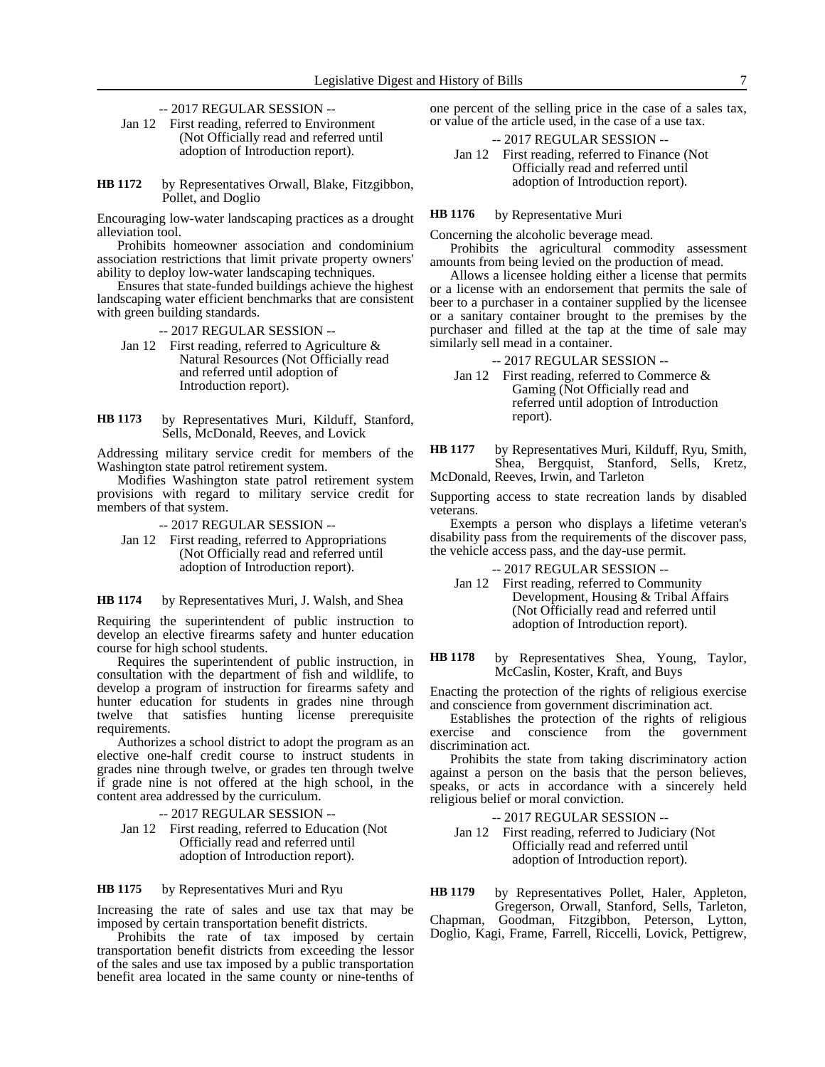-- 2017 REGULAR SESSION --

Jan 12 First reading, referred to Environment (Not Officially read and referred until adoption of Introduction report).

**HB 1172** by Representatives Orwall, Blake, Fitzgibbon, Pollet, and Doglio

Encouraging low-water landscaping practices as a drought alleviation tool.

Prohibits homeowner association and condominium association restrictions that limit private property owners' ability to deploy low-water landscaping techniques.

Ensures that state-funded buildings achieve the highest landscaping water efficient benchmarks that are consistent with green building standards.

-- 2017 REGULAR SESSION --

Jan 12 First reading, referred to Agriculture & Natural Resources (Not Officially read and referred until adoption of Introduction report).

**HB 1173** by Representatives Muri, Kilduff, Stanford, Sells, McDonald, Reeves, and Lovick

Addressing military service credit for members of the Washington state patrol retirement system.

Modifies Washington state patrol retirement system provisions with regard to military service credit for members of that system.

-- 2017 REGULAR SESSION --

Jan 12 First reading, referred to Appropriations (Not Officially read and referred until adoption of Introduction report).

**HB 1174** by Representatives Muri, J. Walsh, and Shea

Requiring the superintendent of public instruction to develop an elective firearms safety and hunter education course for high school students.

Requires the superintendent of public instruction, in consultation with the department of fish and wildlife, to develop a program of instruction for firearms safety and hunter education for students in grades nine through twelve that satisfies hunting license prerequisite requirements.

Authorizes a school district to adopt the program as an elective one-half credit course to instruct students in grades nine through twelve, or grades ten through twelve if grade nine is not offered at the high school, in the content area addressed by the curriculum.

-- 2017 REGULAR SESSION --

Jan 12 First reading, referred to Education (Not Officially read and referred until adoption of Introduction report).

**HB 1175** by Representatives Muri and Ryu

Increasing the rate of sales and use tax that may be imposed by certain transportation benefit districts.

Prohibits the rate of tax imposed by certain transportation benefit districts from exceeding the lessor of the sales and use tax imposed by a public transportation benefit area located in the same county or nine-tenths of one percent of the selling price in the case of a sales tax, or value of the article used, in the case of a use tax.

-- 2017 REGULAR SESSION --

Jan 12 First reading, referred to Finance (Not Officially read and referred until adoption of Introduction report).

**HB 1176** by Representative Muri

Concerning the alcoholic beverage mead.

Prohibits the agricultural commodity assessment amounts from being levied on the production of mead.

Allows a licensee holding either a license that permits or a license with an endorsement that permits the sale of beer to a purchaser in a container supplied by the licensee or a sanitary container brought to the premises by the purchaser and filled at the tap at the time of sale may similarly sell mead in a container.

-- 2017 REGULAR SESSION --

Jan 12 First reading, referred to Commerce & Gaming (Not Officially read and referred until adoption of Introduction report).

**HB 1177** by Representatives Muri, Kilduff, Ryu, Smith, Shea, Bergquist, Stanford, Sells, Kretz, McDonald, Reeves, Irwin, and Tarleton

Supporting access to state recreation lands by disabled veterans.

Exempts a person who displays a lifetime veteran's disability pass from the requirements of the discover pass, the vehicle access pass, and the day-use permit.

-- 2017 REGULAR SESSION --

Jan 12 First reading, referred to Community Development, Housing & Tribal Affairs (Not Officially read and referred until adoption of Introduction report).

**HB 1178** by Representatives Shea, Young, Taylor, McCaslin, Koster, Kraft, and Buys

Enacting the protection of the rights of religious exercise and conscience from government discrimination act.

Establishes the protection of the rights of religious exercise and conscience from the government discrimination act.

Prohibits the state from taking discriminatory action against a person on the basis that the person believes, speaks, or acts in accordance with a sincerely held religious belief or moral conviction.

-- 2017 REGULAR SESSION --

Jan 12 First reading, referred to Judiciary (Not Officially read and referred until adoption of Introduction report).

**HB 1179** by Representatives Pollet, Haler, Appleton, Gregerson, Orwall, Stanford, Sells, Tarleton, Chapman, Goodman, Fitzgibbon, Peterson, Lytton, Doglio, Kagi, Frame, Farrell, Riccelli, Lovick, Pettigrew,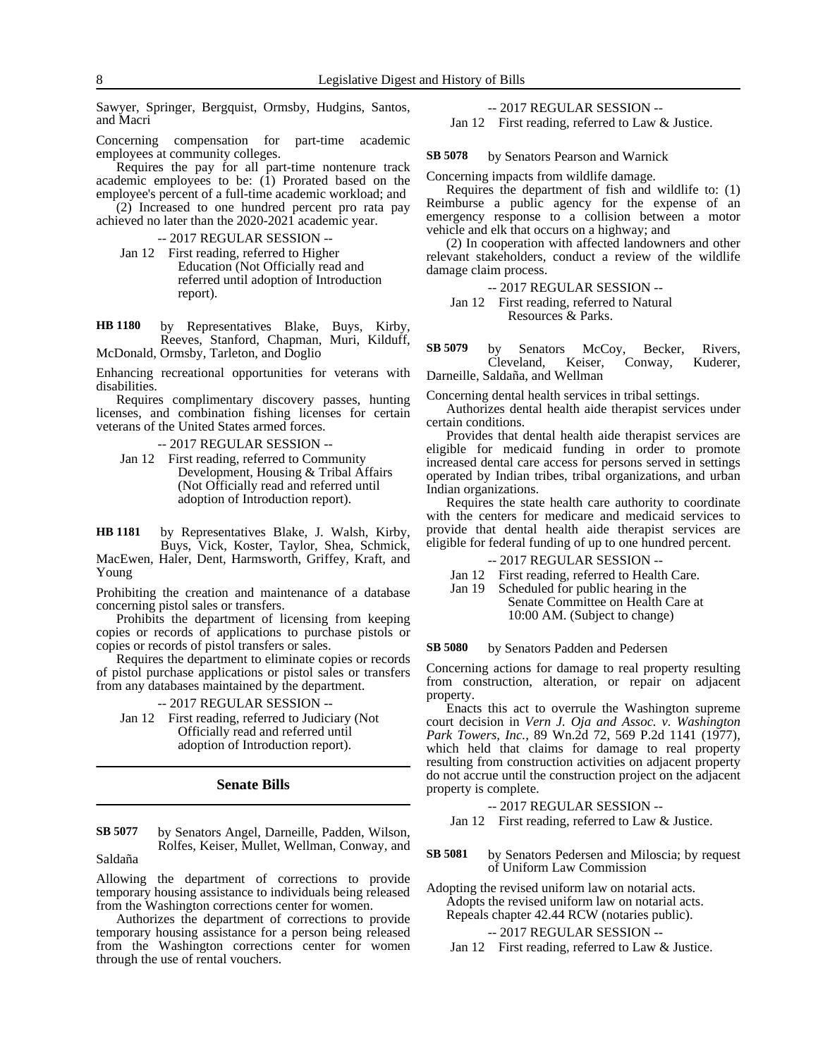Sawyer, Springer, Bergquist, Ormsby, Hudgins, Santos, and Macri

Concerning compensation for part-time academic employees at community colleges.

Requires the pay for all part-time nontenure track academic employees to be: (1) Prorated based on the employee's percent of a full-time academic workload; and (2) Increased to one hundred percent pro rata pay achieved no later than the 2020-2021 academic year.

-- 2017 REGULAR SESSION --

Jan 12 First reading, referred to Higher Education (Not Officially read and referred until adoption of Introduction report).

**HB 1180** by Representatives Blake, Buys, Kirby, Reeves, Stanford, Chapman, Muri, Kilduff, McDonald, Ormsby, Tarleton, and Doglio

Enhancing recreational opportunities for veterans with disabilities.

Requires complimentary discovery passes, hunting licenses, and combination fishing licenses for certain veterans of the United States armed forces.

-- 2017 REGULAR SESSION --

Jan 12 First reading, referred to Community Development, Housing & Tribal Affairs (Not Officially read and referred until adoption of Introduction report).

**HB 1181** by Representatives Blake, J. Walsh, Kirby, Buys, Vick, Koster, Taylor, Shea, Schmick, MacEwen, Haler, Dent, Harmsworth, Griffey, Kraft, and Young

Prohibiting the creation and maintenance of a database concerning pistol sales or transfers.

Prohibits the department of licensing from keeping copies or records of applications to purchase pistols or copies or records of pistol transfers or sales.

Requires the department to eliminate copies or records of pistol purchase applications or pistol sales or transfers from any databases maintained by the department.

-- 2017 REGULAR SESSION --

Jan 12 First reading, referred to Judiciary (Not Officially read and referred until adoption of Introduction report).

## Senate Bills

**SB 5077** by Senators Angel, Darneille, Padden, Wilson, Rolfes, Keiser, Mullet, Wellman, Conway, and Saldaña

Allowing the department of corrections to provide temporary housing assistance to individuals being released from the Washington corrections center for women.

Authorizes the department of corrections to provide temporary housing assistance for a person being released from the Washington corrections center for women through the use of rental vouchers.

-- 2017 REGULAR SESSION --

Jan 12 First reading, referred to Law & Justice.

**SB 5078** by Senators Pearson and Warnick

Concerning impacts from wildlife damage.

Requires the department of fish and wildlife to: (1) Reimburse a public agency for the expense of an emergency response to a collision between a motor vehicle and elk that occurs on a highway; and

(2) In cooperation with affected landowners and other relevant stakeholders, conduct a review of the wildlife damage claim process.

-- 2017 REGULAR SESSION --

Jan 12 First reading, referred to Natural Resources & Parks.

**SB 5079** by Senators McCoy, Becker, Rivers, Cleveland, Keiser, Conway, Kuderer, Darneille, Saldaña, and Wellman

Concerning dental health services in tribal settings.

Authorizes dental health aide therapist services under certain conditions.

Provides that dental health aide therapist services are eligible for medicaid funding in order to promote increased dental care access for persons served in settings operated by Indian tribes, tribal organizations, and urban Indian organizations.

Requires the state health care authority to coordinate with the centers for medicare and medicaid services to provide that dental health aide therapist services are eligible for federal funding of up to one hundred percent.

-- 2017 REGULAR SESSION --

Jan 12 First reading, referred to Health Care.

Jan 19 Scheduled for public hearing in the Senate Committee on Health Care at 10:00 AM. (Subject to change)

**SB 5080** by Senators Padden and Pedersen

Concerning actions for damage to real property resulting from construction, alteration, or repair on adjacent property.

Enacts this act to overrule the Washington supreme court decision in *Vern J. Oja and Assoc. v. Washington Park Towers, Inc.*, 89 Wn.2d 72, 569 P.2d 1141 (1977), which held that claims for damage to real property resulting from construction activities on adjacent property do not accrue until the construction project on the adjacent property is complete.

-- 2017 REGULAR SESSION --

Jan 12 First reading, referred to Law & Justice.

**SB 5081** by Senators Pedersen and Miloscia; by request of Uniform Law Commission

Adopting the revised uniform law on notarial acts.

Adopts the revised uniform law on notarial acts.

Repeals chapter 42.44 RCW (notaries public).

-- 2017 REGULAR SESSION --

Jan 12 First reading, referred to Law & Justice.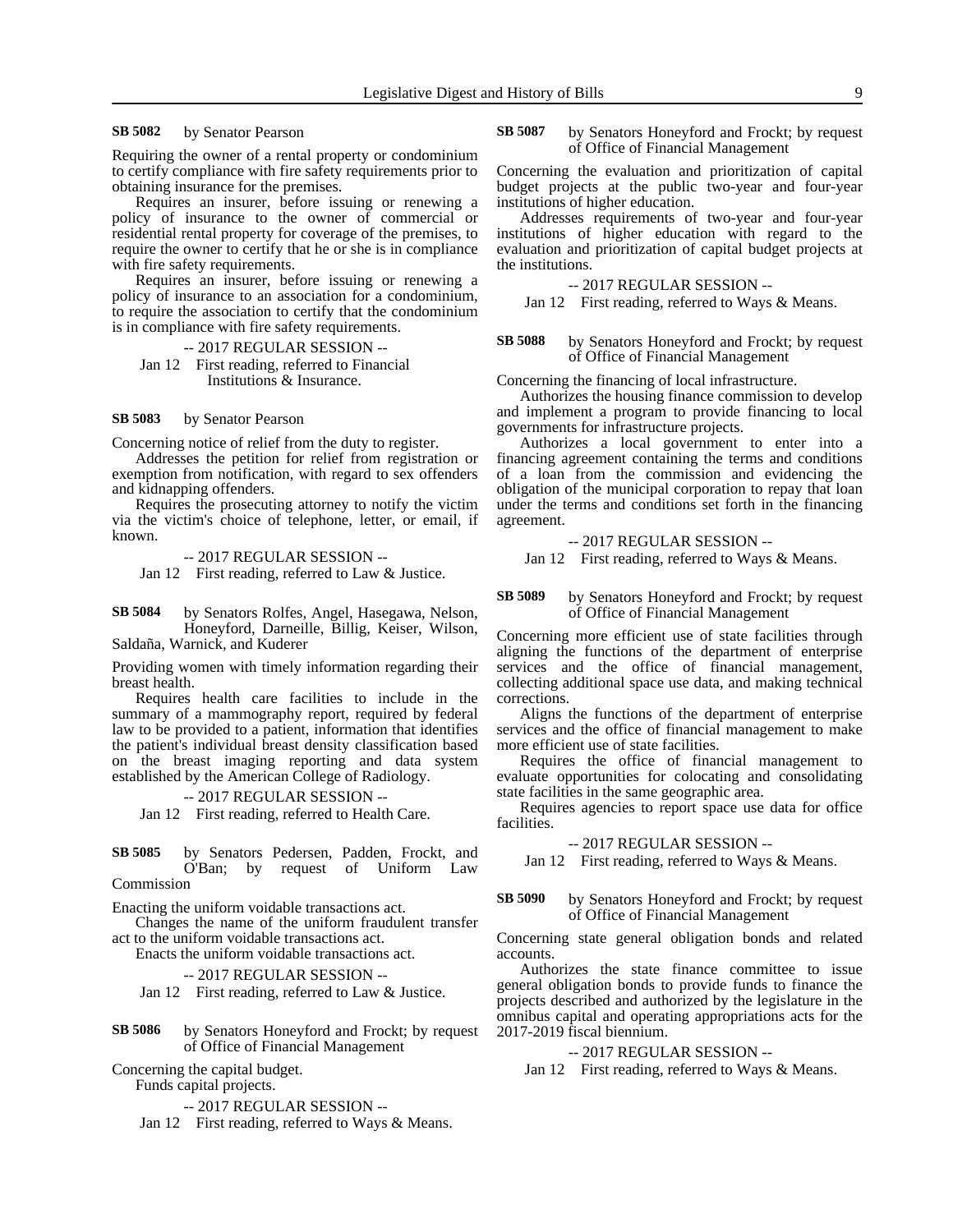**SB 5082** by Senator Pearson

Requiring the owner of a rental property or condominium to certify compliance with fire safety requirements prior to obtaining insurance for the premises.

Requires an insurer, before issuing or renewing a policy of insurance to the owner of commercial or residential rental property for coverage of the premises, to require the owner to certify that he or she is in compliance with fire safety requirements.

Requires an insurer, before issuing or renewing a policy of insurance to an association for a condominium, to require the association to certify that the condominium is in compliance with fire safety requirements.

-- 2017 REGULAR SESSION --

Jan 12 First reading, referred to Financial Institutions & Insurance.

**SB 5083** by Senator Pearson

Concerning notice of relief from the duty to register.

Addresses the petition for relief from registration or exemption from notification, with regard to sex offenders and kidnapping offenders.

Requires the prosecuting attorney to notify the victim via the victim's choice of telephone, letter, or email, if known.

-- 2017 REGULAR SESSION --

Jan 12 First reading, referred to Law & Justice.

**SB 5084** by Senators Rolfes, Angel, Hasegawa, Nelson, Honeyford, Darneille, Billig, Keiser, Wilson, Saldaña, Warnick, and Kuderer

Providing women with timely information regarding their breast health.

Requires health care facilities to include in the summary of a mammography report, required by federal law to be provided to a patient, information that identifies the patient's individual breast density classification based on the breast imaging reporting and data system established by the American College of Radiology.

-- 2017 REGULAR SESSION --

Jan 12 First reading, referred to Health Care.

**SB 5085** by Senators Pedersen, Padden, Frockt, and O'Ban; by request of Uniform Law Commission

Enacting the uniform voidable transactions act.

Changes the name of the uniform fraudulent transfer act to the uniform voidable transactions act.

Enacts the uniform voidable transactions act.

-- 2017 REGULAR SESSION --

Jan 12 First reading, referred to Law & Justice.

**SB 5086** by Senators Honeyford and Frockt; by request of Office of Financial Management

Concerning the capital budget.

Funds capital projects.

-- 2017 REGULAR SESSION --

Jan 12 First reading, referred to Ways & Means.

**SB 5087** by Senators Honeyford and Frockt; by request of Office of Financial Management

Concerning the evaluation and prioritization of capital budget projects at the public two-year and four-year institutions of higher education.

Addresses requirements of two-year and four-year institutions of higher education with regard to the evaluation and prioritization of capital budget projects at the institutions.

-- 2017 REGULAR SESSION --

Jan 12 First reading, referred to Ways & Means.

**SB 5088** by Senators Honeyford and Frockt; by request of Office of Financial Management

Concerning the financing of local infrastructure.

Authorizes the housing finance commission to develop and implement a program to provide financing to local governments for infrastructure projects.

Authorizes a local government to enter into a financing agreement containing the terms and conditions of a loan from the commission and evidencing the obligation of the municipal corporation to repay that loan under the terms and conditions set forth in the financing agreement.

-- 2017 REGULAR SESSION --

Jan 12 First reading, referred to Ways & Means.

**SB 5089** by Senators Honeyford and Frockt; by request of Office of Financial Management

Concerning more efficient use of state facilities through aligning the functions of the department of enterprise services and the office of financial management, collecting additional space use data, and making technical corrections.

Aligns the functions of the department of enterprise services and the office of financial management to make more efficient use of state facilities.

Requires the office of financial management to evaluate opportunities for colocating and consolidating state facilities in the same geographic area.

Requires agencies to report space use data for office facilities.

-- 2017 REGULAR SESSION --

Jan 12 First reading, referred to Ways & Means.

**SB 5090** by Senators Honeyford and Frockt; by request of Office of Financial Management

Concerning state general obligation bonds and related accounts.

Authorizes the state finance committee to issue general obligation bonds to provide funds to finance the projects described and authorized by the legislature in the omnibus capital and operating appropriations acts for the 2017-2019 fiscal biennium.

-- 2017 REGULAR SESSION --

Jan 12 First reading, referred to Ways & Means.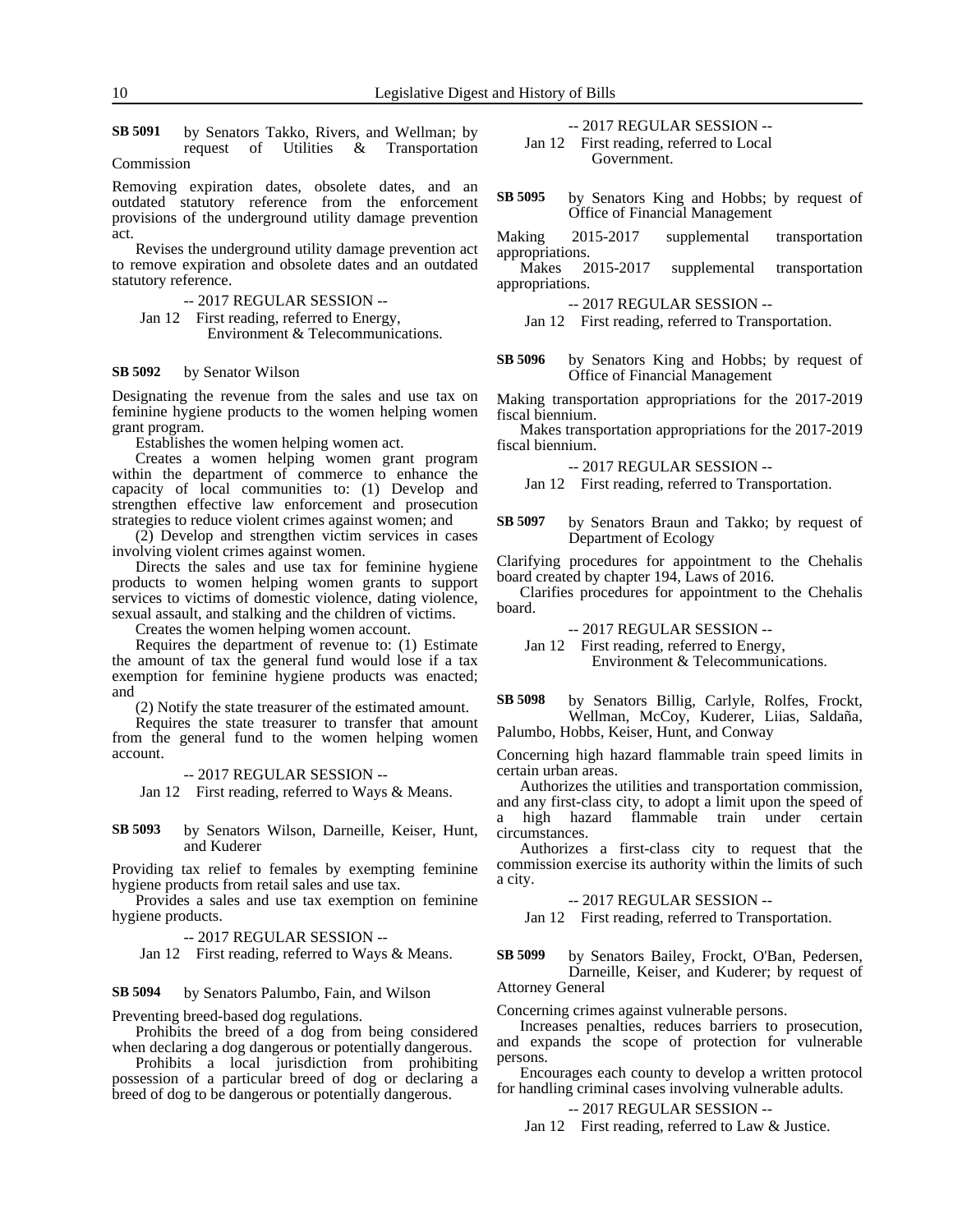**SB 5091** by Senators Takko, Rivers, and Wellman; by request of Utilities & Transportation Commission

Removing expiration dates, obsolete dates, and an outdated statutory reference from the enforcement provisions of the underground utility damage prevention act.

Revises the underground utility damage prevention act to remove expiration and obsolete dates and an outdated statutory reference.

-- 2017 REGULAR SESSION --

Jan 12 First reading, referred to Energy, Environment & Telecommunications.

**SB 5092** by Senator Wilson

Designating the revenue from the sales and use tax on feminine hygiene products to the women helping women grant program.

Establishes the women helping women act.

Creates a women helping women grant program within the department of commerce to enhance the capacity of local communities to: (1) Develop and strengthen effective law enforcement and prosecution strategies to reduce violent crimes against women; and

(2) Develop and strengthen victim services in cases involving violent crimes against women.

Directs the sales and use tax for feminine hygiene products to women helping women grants to support services to victims of domestic violence, dating violence, sexual assault, and stalking and the children of victims.

Creates the women helping women account.

Requires the department of revenue to: (1) Estimate the amount of tax the general fund would lose if a tax exemption for feminine hygiene products was enacted; and

(2) Notify the state treasurer of the estimated amount.

Requires the state treasurer to transfer that amount from the general fund to the women helping women account.

-- 2017 REGULAR SESSION --

Jan 12 First reading, referred to Ways & Means.

**SB 5093** by Senators Wilson, Darneille, Keiser, Hunt, and Kuderer

Providing tax relief to females by exempting feminine hygiene products from retail sales and use tax.

Provides a sales and use tax exemption on feminine hygiene products.

-- 2017 REGULAR SESSION --

Jan 12 First reading, referred to Ways & Means.

**SB 5094** by Senators Palumbo, Fain, and Wilson

Preventing breed-based dog regulations.

Prohibits the breed of a dog from being considered when declaring a dog dangerous or potentially dangerous.

Prohibits a local jurisdiction from prohibiting possession of a particular breed of dog or declaring a breed of dog to be dangerous or potentially dangerous.

-- 2017 REGULAR SESSION --

Jan 12 First reading, referred to Local Government.

**SB 5095** by Senators King and Hobbs; by request of Office of Financial Management

Making 2015-2017 supplemental transportation appropriations.

Makes 2015-2017 supplemental transportation appropriations.

-- 2017 REGULAR SESSION --

Jan 12 First reading, referred to Transportation.

**SB 5096** by Senators King and Hobbs; by request of Office of Financial Management

Making transportation appropriations for the 2017-2019 fiscal biennium.

Makes transportation appropriations for the 2017-2019 fiscal biennium.

-- 2017 REGULAR SESSION --

Jan 12 First reading, referred to Transportation.

**SB 5097** by Senators Braun and Takko; by request of Department of Ecology

Clarifying procedures for appointment to the Chehalis board created by chapter 194, Laws of 2016.

Clarifies procedures for appointment to the Chehalis board.

-- 2017 REGULAR SESSION --

Jan 12 First reading, referred to Energy, Environment & Telecommunications.

**SB 5098** by Senators Billig, Carlyle, Rolfes, Frockt, Wellman, McCoy, Kuderer, Liias, Saldaña, Palumbo, Hobbs, Keiser, Hunt, and Conway

Concerning high hazard flammable train speed limits in certain urban areas.

Authorizes the utilities and transportation commission, and any first-class city, to adopt a limit upon the speed of a high hazard flammable train under certain circumstances.

Authorizes a first-class city to request that the commission exercise its authority within the limits of such a city.

-- 2017 REGULAR SESSION --

Jan 12 First reading, referred to Transportation.

**SB 5099** by Senators Bailey, Frockt, O'Ban, Pedersen, Darneille, Keiser, and Kuderer; by request of Attorney General

Concerning crimes against vulnerable persons.

Increases penalties, reduces barriers to prosecution, and expands the scope of protection for vulnerable persons.

Encourages each county to develop a written protocol for handling criminal cases involving vulnerable adults.

-- 2017 REGULAR SESSION --

Jan 12 First reading, referred to Law & Justice.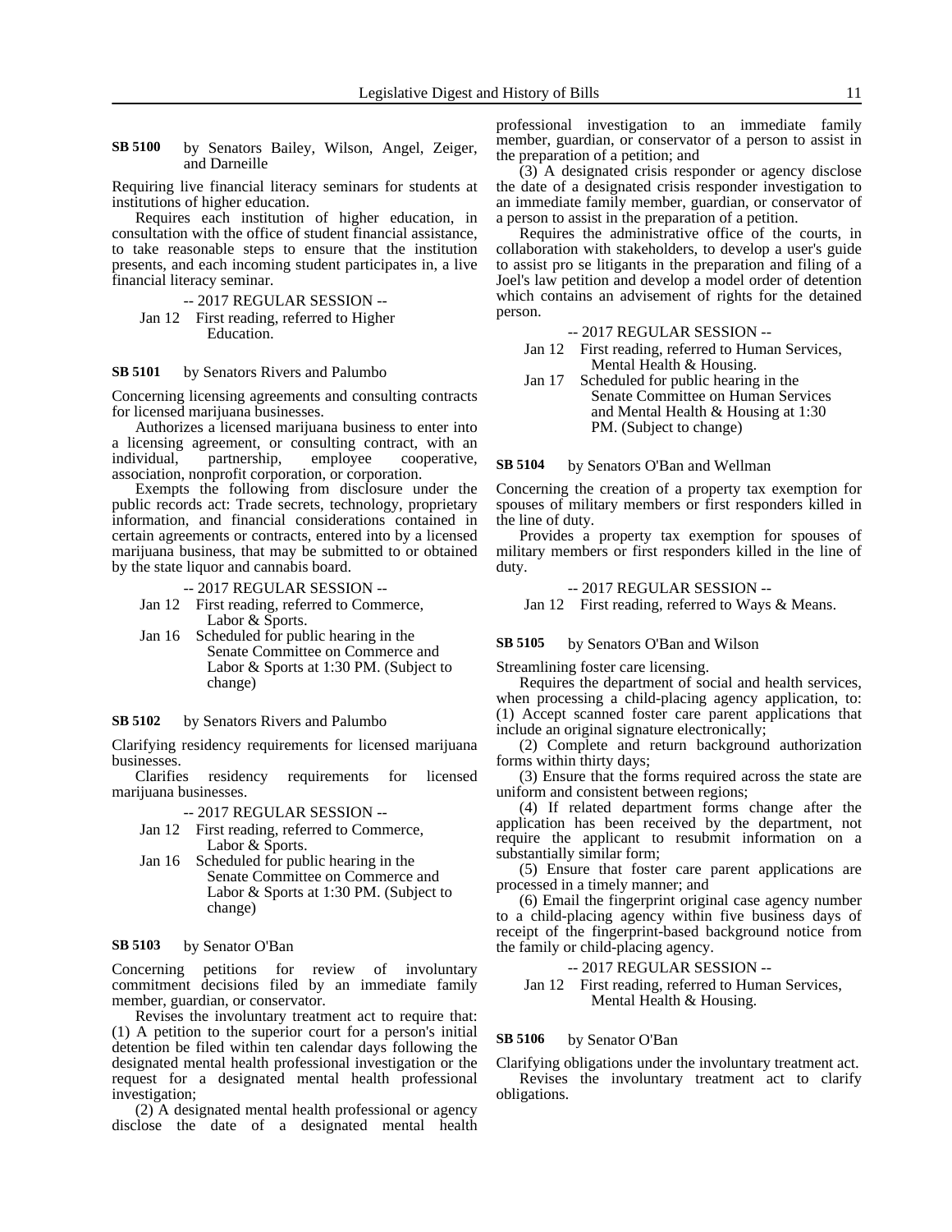**SB 5100** by Senators Bailey, Wilson, Angel, Zeiger, and Darneille

Requiring live financial literacy seminars for students at institutions of higher education.

Requires each institution of higher education, in consultation with the office of student financial assistance, to take reasonable steps to ensure that the institution presents, and each incoming student participates in, a live financial literacy seminar.

-- 2017 REGULAR SESSION --

Jan 12 First reading, referred to Higher Education.

**SB 5101** by Senators Rivers and Palumbo

Concerning licensing agreements and consulting contracts for licensed marijuana businesses.

Authorizes a licensed marijuana business to enter into a licensing agreement, or consulting contract, with an individual, partnership, employee cooperative, association, nonprofit corporation, or corporation.

Exempts the following from disclosure under the public records act: Trade secrets, technology, proprietary information, and financial considerations contained in certain agreements or contracts, entered into by a licensed marijuana business, that may be submitted to or obtained by the state liquor and cannabis board.

-- 2017 REGULAR SESSION --

Jan 12 First reading, referred to Commerce, Labor & Sports.

Jan 16 Scheduled for public hearing in the Senate Committee on Commerce and Labor & Sports at 1:30 PM. (Subject to change)

**SB 5102** by Senators Rivers and Palumbo

Clarifying residency requirements for licensed marijuana businesses.

Clarifies residency requirements for licensed marijuana businesses.

-- 2017 REGULAR SESSION --

Jan 12 First reading, referred to Commerce, Labor & Sports.

Jan 16 Scheduled for public hearing in the Senate Committee on Commerce and Labor & Sports at 1:30 PM. (Subject to change)

**SB 5103** by Senator O'Ban

Concerning petitions for review of involuntary commitment decisions filed by an immediate family member, guardian, or conservator.

Revises the involuntary treatment act to require that: (1) A petition to the superior court for a person's initial detention be filed within ten calendar days following the designated mental health professional investigation or the request for a designated mental health professional investigation;

(2) A designated mental health professional or agency disclose the date of a designated mental health professional investigation to an immediate family member, guardian, or conservator of a person to assist in the preparation of a petition; and

(3) A designated crisis responder or agency disclose the date of a designated crisis responder investigation to an immediate family member, guardian, or conservator of a person to assist in the preparation of a petition.

Requires the administrative office of the courts, in collaboration with stakeholders, to develop a user's guide to assist pro se litigants in the preparation and filing of a Joel's law petition and develop a model order of detention which contains an advisement of rights for the detained person.

-- 2017 REGULAR SESSION --

Jan 12 First reading, referred to Human Services, Mental Health & Housing.

Jan 17 Scheduled for public hearing in the Senate Committee on Human Services and Mental Health & Housing at 1:30 PM. (Subject to change)

**SB 5104** by Senators O'Ban and Wellman

Concerning the creation of a property tax exemption for spouses of military members or first responders killed in the line of duty.

Provides a property tax exemption for spouses of military members or first responders killed in the line of duty.

-- 2017 REGULAR SESSION --

Jan 12 First reading, referred to Ways & Means.

**SB 5105** by Senators O'Ban and Wilson

Streamlining foster care licensing.

Requires the department of social and health services, when processing a child-placing agency application, to: (1) Accept scanned foster care parent applications that include an original signature electronically;

(2) Complete and return background authorization forms within thirty days;

(3) Ensure that the forms required across the state are uniform and consistent between regions;

(4) If related department forms change after the application has been received by the department, not require the applicant to resubmit information on a substantially similar form;

(5) Ensure that foster care parent applications are processed in a timely manner; and

(6) Email the fingerprint original case agency number to a child-placing agency within five business days of receipt of the fingerprint-based background notice from the family or child-placing agency.

-- 2017 REGULAR SESSION --

Jan 12 First reading, referred to Human Services, Mental Health & Housing.

**SB 5106** by Senator O'Ban

Clarifying obligations under the involuntary treatment act.

Revises the involuntary treatment act to clarify obligations.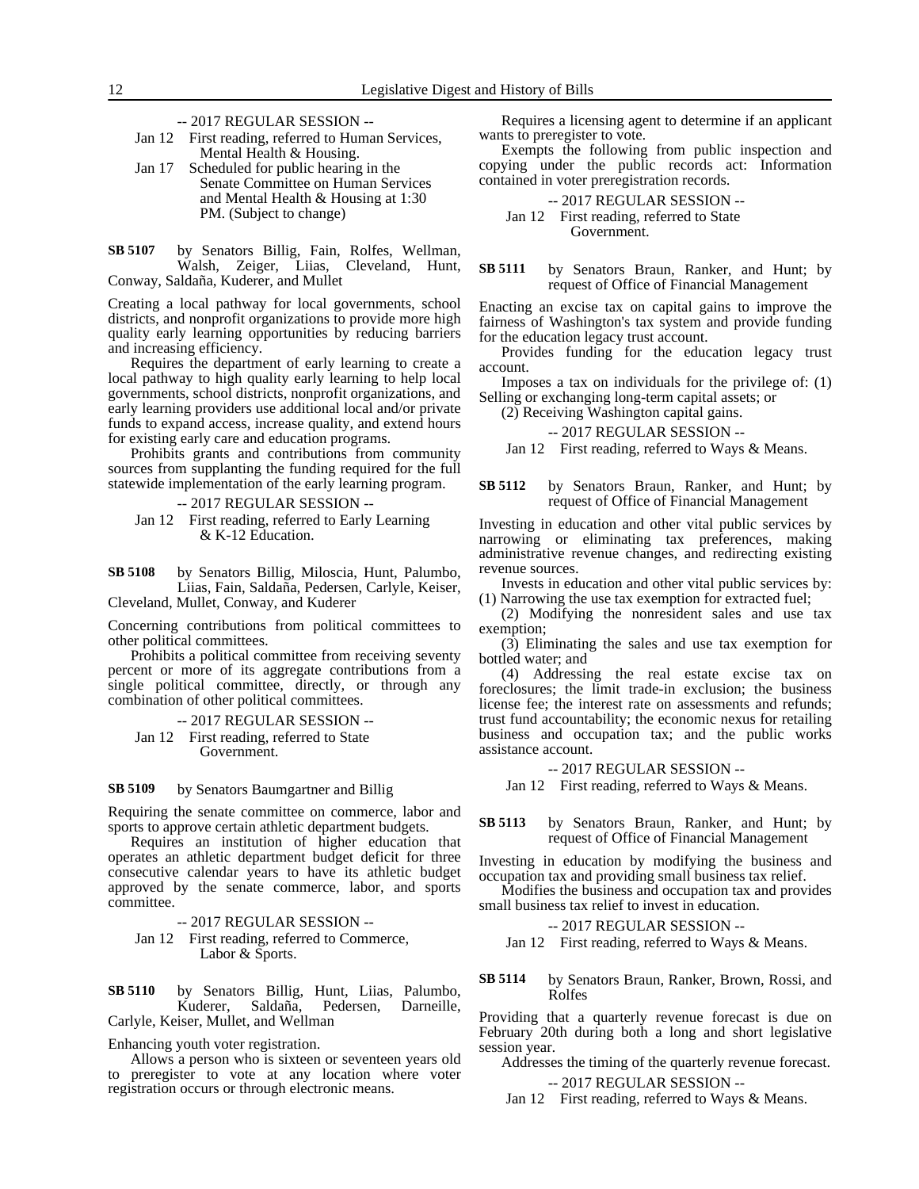-- 2017 REGULAR SESSION --

Jan 12 First reading, referred to Human Services, Mental Health & Housing.

Jan 17 Scheduled for public hearing in the Senate Committee on Human Services and Mental Health & Housing at 1:30 PM. (Subject to change)

**SB 5107** by Senators Billig, Fain, Rolfes, Wellman, Walsh, Zeiger, Liias, Cleveland, Hunt, Conway, Saldaña, Kuderer, and Mullet

Creating a local pathway for local governments, school districts, and nonprofit organizations to provide more high quality early learning opportunities by reducing barriers and increasing efficiency.

Requires the department of early learning to create a local pathway to high quality early learning to help local governments, school districts, nonprofit organizations, and early learning providers use additional local and/or private funds to expand access, increase quality, and extend hours for existing early care and education programs.

Prohibits grants and contributions from community sources from supplanting the funding required for the full statewide implementation of the early learning program.

-- 2017 REGULAR SESSION --

Jan 12 First reading, referred to Early Learning & K-12 Education.

**SB 5108** by Senators Billig, Miloscia, Hunt, Palumbo, Liias, Fain, Saldaña, Pedersen, Carlyle, Keiser, Cleveland, Mullet, Conway, and Kuderer

Concerning contributions from political committees to other political committees.

Prohibits a political committee from receiving seventy percent or more of its aggregate contributions from a single political committee, directly, or through any combination of other political committees.

-- 2017 REGULAR SESSION --

Jan 12 First reading, referred to State Government.

**SB 5109** by Senators Baumgartner and Billig

Requiring the senate committee on commerce, labor and sports to approve certain athletic department budgets.

Requires an institution of higher education that operates an athletic department budget deficit for three consecutive calendar years to have its athletic budget approved by the senate commerce, labor, and sports committee.

-- 2017 REGULAR SESSION --

Jan 12 First reading, referred to Commerce, Labor & Sports.

**SB 5110** by Senators Billig, Hunt, Liias, Palumbo, Kuderer, Saldaña, Pedersen, Darneille, Carlyle, Keiser, Mullet, and Wellman

Enhancing youth voter registration.

Allows a person who is sixteen or seventeen years old to preregister to vote at any location where voter registration occurs or through electronic means.

Requires a licensing agent to determine if an applicant wants to preregister to vote.

Exempts the following from public inspection and copying under the public records act: Information contained in voter preregistration records.

-- 2017 REGULAR SESSION --

Jan 12 First reading, referred to State Government.

**SB 5111** by Senators Braun, Ranker, and Hunt; by request of Office of Financial Management

Enacting an excise tax on capital gains to improve the fairness of Washington's tax system and provide funding for the education legacy trust account.

Provides funding for the education legacy trust account.

Imposes a tax on individuals for the privilege of: (1) Selling or exchanging long-term capital assets; or

(2) Receiving Washington capital gains.

-- 2017 REGULAR SESSION --

Jan 12 First reading, referred to Ways & Means.

**SB 5112** by Senators Braun, Ranker, and Hunt; by request of Office of Financial Management

Investing in education and other vital public services by narrowing or eliminating tax preferences, making administrative revenue changes, and redirecting existing revenue sources.

Invests in education and other vital public services by: (1) Narrowing the use tax exemption for extracted fuel;

(2) Modifying the nonresident sales and use tax exemption;

(3) Eliminating the sales and use tax exemption for bottled water; and

(4) Addressing the real estate excise tax on foreclosures; the limit trade-in exclusion; the business license fee; the interest rate on assessments and refunds; trust fund accountability; the economic nexus for retailing business and occupation tax; and the public works assistance account.

-- 2017 REGULAR SESSION --

Jan 12 First reading, referred to Ways & Means.

**SB 5113** by Senators Braun, Ranker, and Hunt; by request of Office of Financial Management

Investing in education by modifying the business and occupation tax and providing small business tax relief.

Modifies the business and occupation tax and provides small business tax relief to invest in education.

-- 2017 REGULAR SESSION --

Jan 12 First reading, referred to Ways & Means.

**SB 5114** by Senators Braun, Ranker, Brown, Rossi, and Rolfes

Providing that a quarterly revenue forecast is due on February 20th during both a long and short legislative session year.

Addresses the timing of the quarterly revenue forecast.

-- 2017 REGULAR SESSION --

Jan 12 First reading, referred to Ways & Means.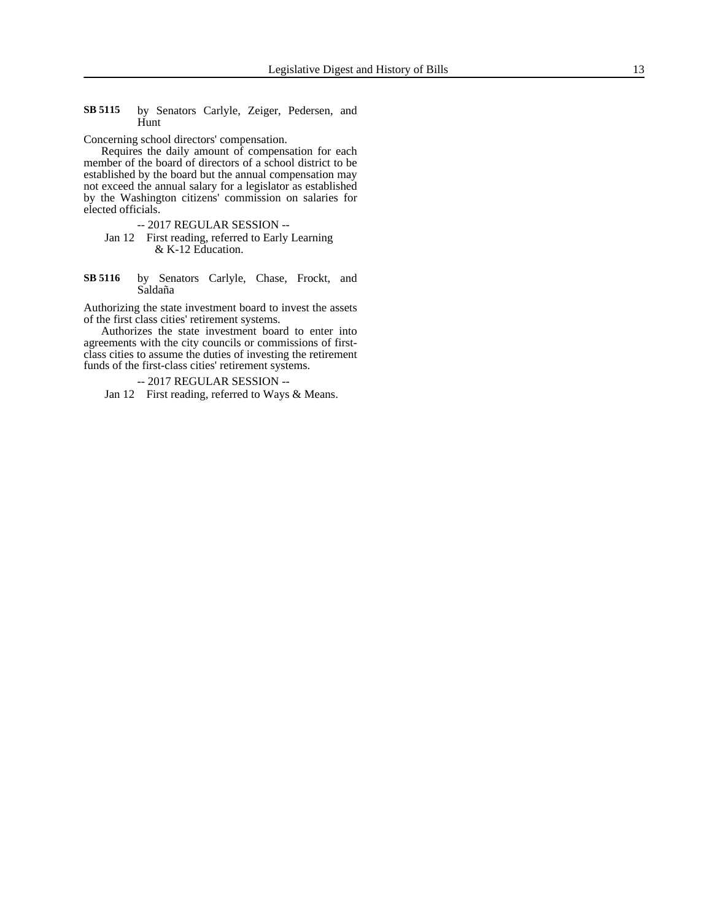**SB 5115** by Senators Carlyle, Zeiger, Pedersen, and Hunt

Concerning school directors' compensation.

Requires the daily amount of compensation for each member of the board of directors of a school district to be established by the board but the annual compensation may not exceed the annual salary for a legislator as established by the Washington citizens' commission on salaries for elected officials.

-- 2017 REGULAR SESSION --

Jan 12 First reading, referred to Early Learning & K-12 Education.

**SB 5116** by Senators Carlyle, Chase, Frockt, and Saldaña

Authorizing the state investment board to invest the assets of the first class cities' retirement systems.

Authorizes the state investment board to enter into agreements with the city councils or commissions of first-class cities to assume the duties of investing the retirement funds of the first-class cities' retirement systems.

-- 2017 REGULAR SESSION --

Jan 12 First reading, referred to Ways & Means.